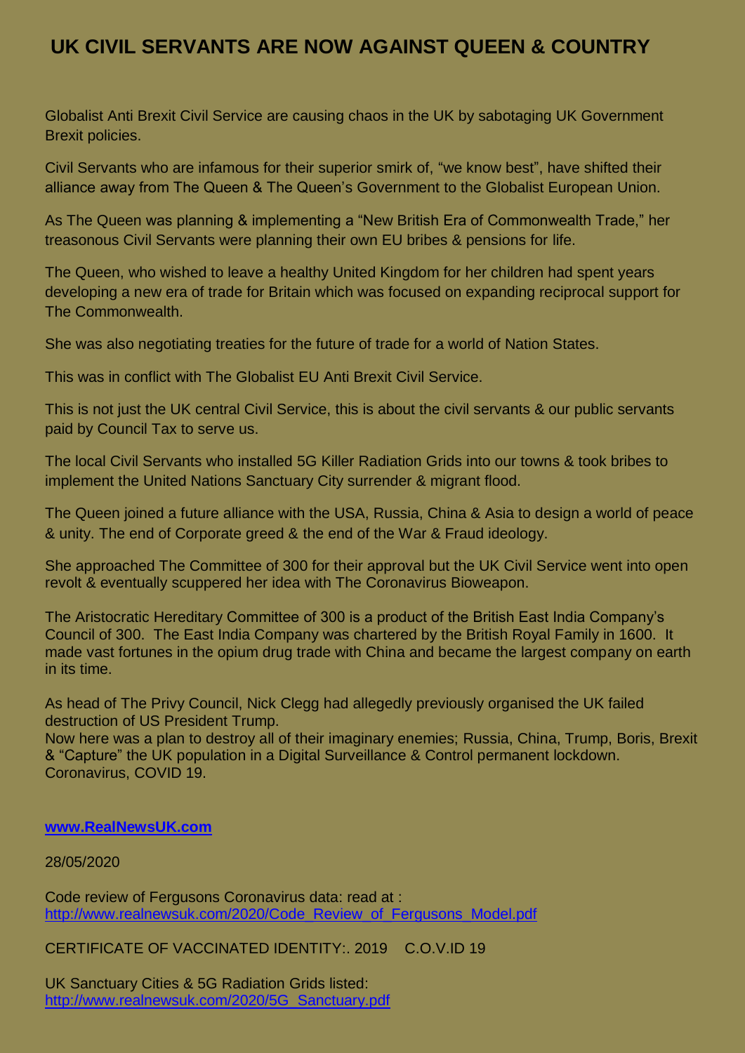# UK CIVIL SERVANTS ARE NOW AGAINST QUEEN & COUNTRY

Globalist Anti Brexit Civil Service are causing chaos in the UK by sabotaging UK Government Brexit policies.

Civil Servants who are infamous for their superior smirk of, "we know best", have shifted their alliance away from The Queen & The Queen's Government to the Globalist European Union.

As The Queen was planning & implementing a "New British Era of Commonwealth Trade," her treasonous Civil Servants were planning their own EU bribes & pensions for life.

The Queen, who wished to leave a healthy United Kingdom for her children had spent years developing a new era of trade for Britain which was focused on expanding reciprocal support for The Commonwealth.

She was also negotiating treaties for the future of trade for a world of Nation States.

This was in conflict with The Globalist EU Anti Brexit Civil Service.

This is not just the UK central Civil Service, this is about the civil servants & our public servants paid by Council Tax to serve us.

The local Civil Servants who installed 5G Killer Radiation Grids into our towns & took bribes to implement the United Nations Sanctuary City surrender & migrant flood.

The Queen joined a future alliance with the USA, Russia, China & Asia to design a world of peace & unity. The end of Corporate greed & the end of the War & Fraud ideology.

She approached The Committee of 300 for their approval but the UK Civil Service went into open revolt & eventually scuppered her idea with The Coronavirus Bioweapon.

The Aristocratic Hereditary Committee of 300 is a product of the British East India Company's Council of 300. The East India Company was chartered by the British Royal Family in 1600. It made vast fortunes in the opium drug trade with China and became the largest company on earth in its time.

As head of The Privy Council, Nick Clegg had allegedly previously organised the UK failed destruction of US President Trump.
Now here was a plan to destroy all of their imaginary enemies; Russia, China, Trump, Boris, Brexit & "Capture" the UK population in a Digital Surveillance & Control permanent lockdown.
Coronavirus, COVID 19.

**www.RealNewsUK.com**

28/05/2020

Code review of Fergusons Coronavirus data: read at :
http://www.realnewsuk.com/2020/Code_Review_of_Fergusons_Model.pdf

CERTIFICATE OF VACCINATED IDENTITY:. 2019 C.O.V.ID 19

UK Sanctuary Cities & 5G Radiation Grids listed:
http://www.realnewsuk.com/2020/5G_Sanctuary.pdf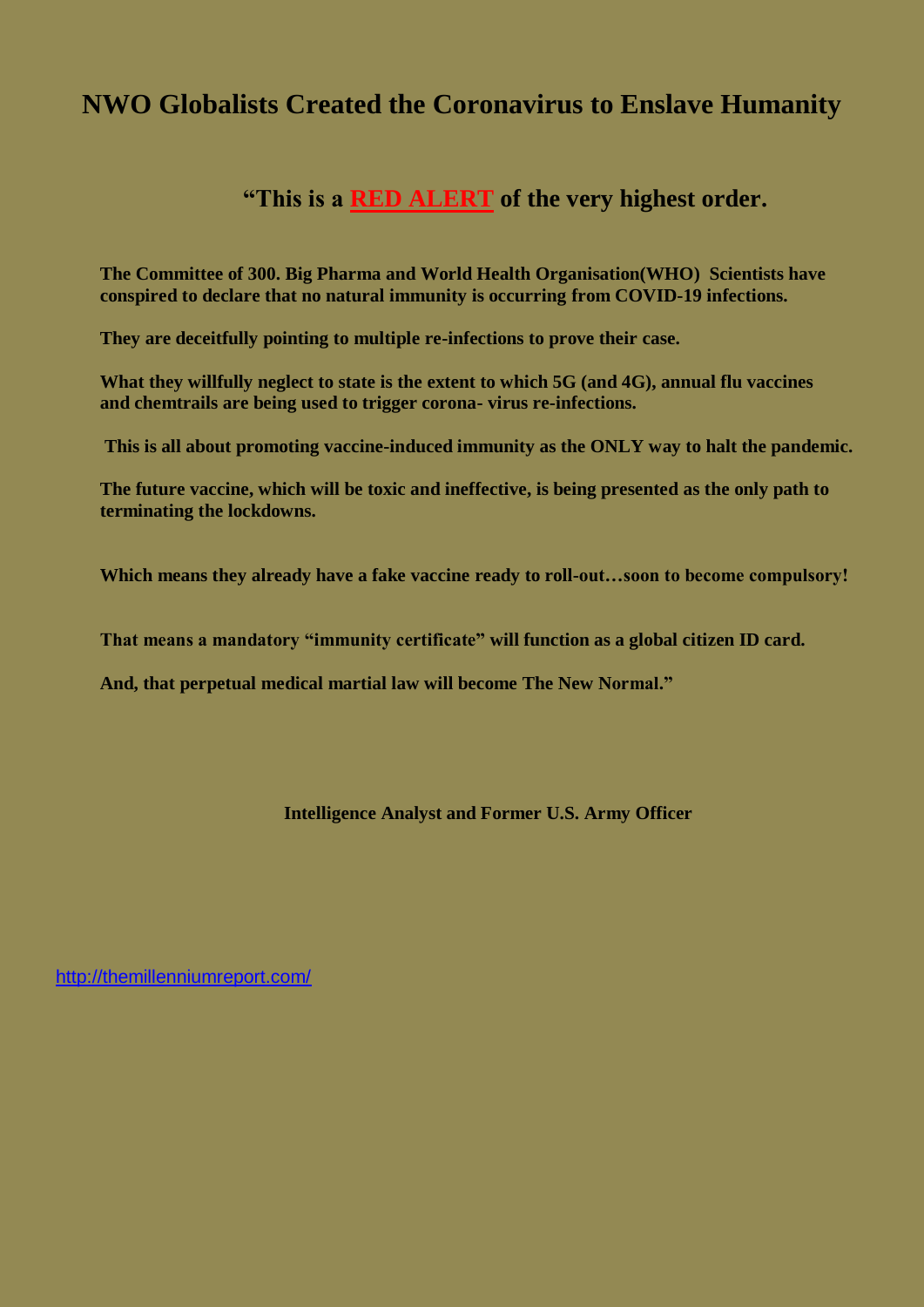# NWO Globalists Created the Coronavirus to Enslave Humanity

**"This is a RED ALERT of the very highest order.**

**The Committee of 300. Big Pharma and World Health Organisation(WHO) Scientists have conspired to declare that no natural immunity is occurring from COVID-19 infections.**

**They are deceitfully pointing to multiple re-infections to prove their case.**

**What they willfully neglect to state is the extent to which 5G (and 4G), annual flu vaccines and chemtrails are being used to trigger corona- virus re-infections.**

**This is all about promoting vaccine-induced immunity as the ONLY way to halt the pandemic.**

**The future vaccine, which will be toxic and ineffective, is being presented as the only path to terminating the lockdowns.**

**Which means they already have a fake vaccine ready to roll-out…soon to become compulsory!**

**That means a mandatory "immunity certificate" will function as a global citizen ID card.**

**And, that perpetual medical martial law will become The New Normal."**

**Intelligence Analyst and Former U.S. Army Officer**

http://themillenniumreport.com/